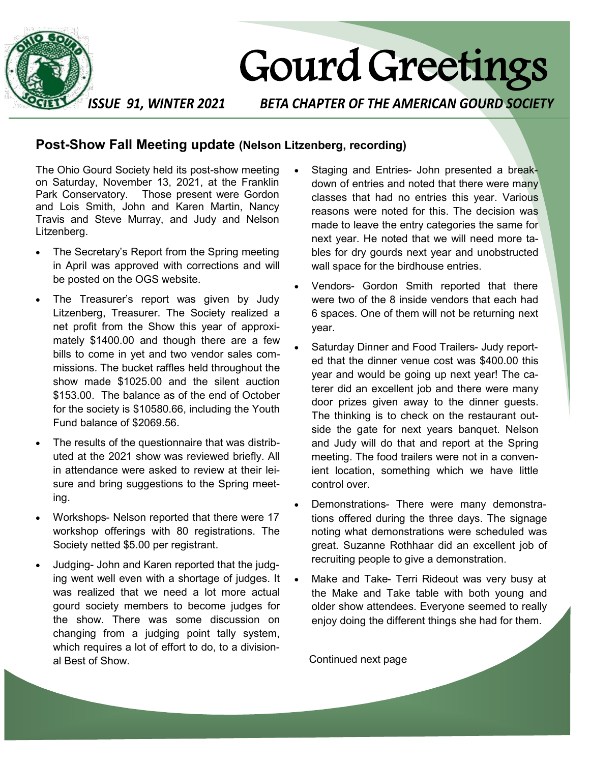# Gourd Greetings

*ISSUE 91, WINTER 2021* *BETA CHAPTER OF THE AMERICAN GOURD SOCIETY*

## Post-Show Fall Meeting update (Nelson Litzenberg, recording)

The Ohio Gourd Society held its post-show meeting on Saturday, November 13, 2021, at the Franklin Park Conservatory. Those present were Gordon and Lois Smith, John and Karen Martin, Nancy Travis and Steve Murray, and Judy and Nelson Litzenberg.

- The Secretary's Report from the Spring meeting in April was approved with corrections and will be posted on the OGS website.
- The Treasurer's report was given by Judy Litzenberg, Treasurer. The Society realized a net profit from the Show this year of approximately $1400.00 and though there are a few bills to come in yet and two vendor sales commissions. The bucket raffles held throughout the show made $1025.00 and the silent auction $153.00. The balance as of the end of October for the society is $10580.66, including the Youth Fund balance of $2069.56.
- The results of the questionnaire that was distributed at the 2021 show was reviewed briefly. All in attendance were asked to review at their leisure and bring suggestions to the Spring meeting.
- Workshops- Nelson reported that there were 17 workshop offerings with 80 registrations. The Society netted $5.00 per registrant.
- Judging- John and Karen reported that the judging went well even with a shortage of judges. It was realized that we need a lot more actual gourd society members to become judges for the show. There was some discussion on changing from a judging point tally system, which requires a lot of effort to do, to a divisional Best of Show.
- Staging and Entries- John presented a breakdown of entries and noted that there were many classes that had no entries this year. Various reasons were noted for this. The decision was made to leave the entry categories the same for next year. He noted that we will need more tables for dry gourds next year and unobstructed wall space for the birdhouse entries.
- Vendors- Gordon Smith reported that there were two of the 8 inside vendors that each had 6 spaces. One of them will not be returning next year.
- Saturday Dinner and Food Trailers- Judy reported that the dinner venue cost was $400.00 this year and would be going up next year! The caterer did an excellent job and there were many door prizes given away to the dinner guests. The thinking is to check on the restaurant outside the gate for next years banquet. Nelson and Judy will do that and report at the Spring meeting. The food trailers were not in a convenient location, something which we have little control over.
- Demonstrations- There were many demonstrations offered during the three days. The signage noting what demonstrations were scheduled was great. Suzanne Rothhaar did an excellent job of recruiting people to give a demonstration.
- Make and Take- Terri Rideout was very busy at the Make and Take table with both young and older show attendees. Everyone seemed to really enjoy doing the different things she had for them.

Continued next page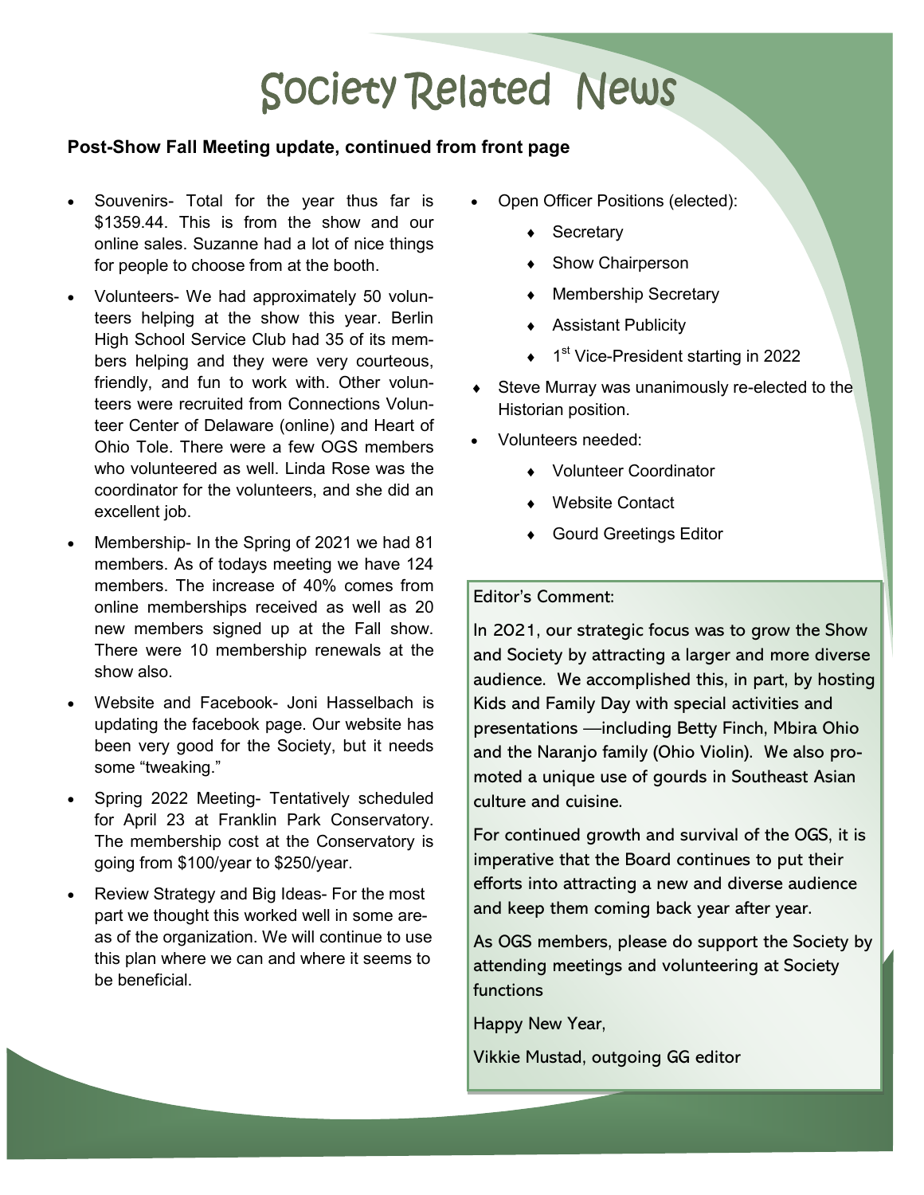# Society Related News

**Post-Show Fall Meeting update, continued from front page**

- Souvenirs- Total for the year thus far is $1359.44. This is from the show and our online sales. Suzanne had a lot of nice things for people to choose from at the booth.
- Volunteers- We had approximately 50 volunteers helping at the show this year. Berlin High School Service Club had 35 of its members helping and they were very courteous, friendly, and fun to work with. Other volunteers were recruited from Connections Volunteer Center of Delaware (online) and Heart of Ohio Tole. There were a few OGS members who volunteered as well. Linda Rose was the coordinator for the volunteers, and she did an excellent job.
- Membership- In the Spring of 2021 we had 81 members. As of todays meeting we have 124 members. The increase of 40% comes from online memberships received as well as 20 new members signed up at the Fall show. There were 10 membership renewals at the show also.
- Website and Facebook- Joni Hasselbach is updating the facebook page. Our website has been very good for the Society, but it needs some "tweaking."
- Spring 2022 Meeting- Tentatively scheduled for April 23 at Franklin Park Conservatory. The membership cost at the Conservatory is going from $100/year to $250/year.
- Review Strategy and Big Ideas- For the most part we thought this worked well in some areas of the organization. We will continue to use this plan where we can and where it seems to be beneficial.
- Open Officer Positions (elected):
  - Secretary
  - Show Chairperson
  - Membership Secretary
  - Assistant Publicity
  - 1st Vice-President starting in 2022
- Steve Murray was unanimously re-elected to the Historian position.
- Volunteers needed:
  - Volunteer Coordinator
  - Website Contact
  - Gourd Greetings Editor

Editor's Comment:

In 2021, our strategic focus was to grow the Show and Society by attracting a larger and more diverse audience. We accomplished this, in part, by hosting Kids and Family Day with special activities and presentations —including Betty Finch, Mbira Ohio and the Naranjo family (Ohio Violin). We also promoted a unique use of gourds in Southeast Asian culture and cuisine.

For continued growth and survival of the OGS, it is imperative that the Board continues to put their efforts into attracting a new and diverse audience and keep them coming back year after year.

As OGS members, please do support the Society by attending meetings and volunteering at Society functions

Happy New Year,

Vikkie Mustad, outgoing GG editor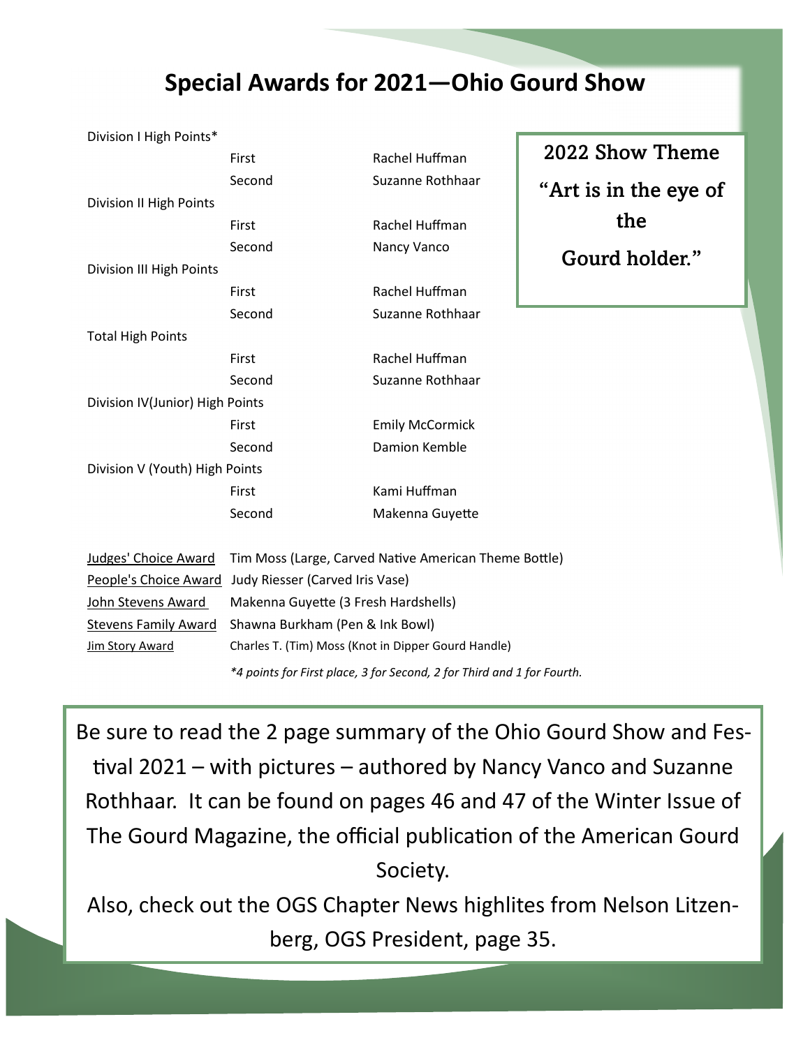# Special Awards for 2021—Ohio Gourd Show

| | | |
|---|---|---|
| Division I High Points* | | |
| | First | Rachel Huffman |
| | Second | Suzanne Rothhaar |
| Division II High Points | | |
| | First | Rachel Huffman |
| | Second | Nancy Vanco |
| Division III High Points | | |
| | First | Rachel Huffman |
| | Second | Suzanne Rothhaar |
| Total High Points | | |
| | First | Rachel Huffman |
| | Second | Suzanne Rothhaar |
| Division IV(Junior) High Points | | |
| | First | Emily McCormick |
| | Second | Damion Kemble |
| Division V (Youth) High Points | | |
| | First | Kami Huffman |
| | Second | Makenna Guyette |

**2022 Show Theme**

**"Art is in the eye of the Gourd holder."**

<u>Judges' Choice Award</u> Tim Moss (Large, Carved Native American Theme Bottle)

<u>People's Choice Award</u> Judy Riesser (Carved Iris Vase)

<u>John Stevens Award</u> Makenna Guyette (3 Fresh Hardshells)

<u>Stevens Family Award</u> Shawna Burkham (Pen & Ink Bowl)

<u>Jim Story Award</u> Charles T. (Tim) Moss (Knot in Dipper Gourd Handle)

*\*4 points for First place, 3 for Second, 2 for Third and 1 for Fourth.*

Be sure to read the 2 page summary of the Ohio Gourd Show and Festival 2021 – with pictures – authored by Nancy Vanco and Suzanne Rothhaar. It can be found on pages 46 and 47 of the Winter Issue of The Gourd Magazine, the official publication of the American Gourd Society.

Also, check out the OGS Chapter News highlites from Nelson Litzenberg, OGS President, page 35.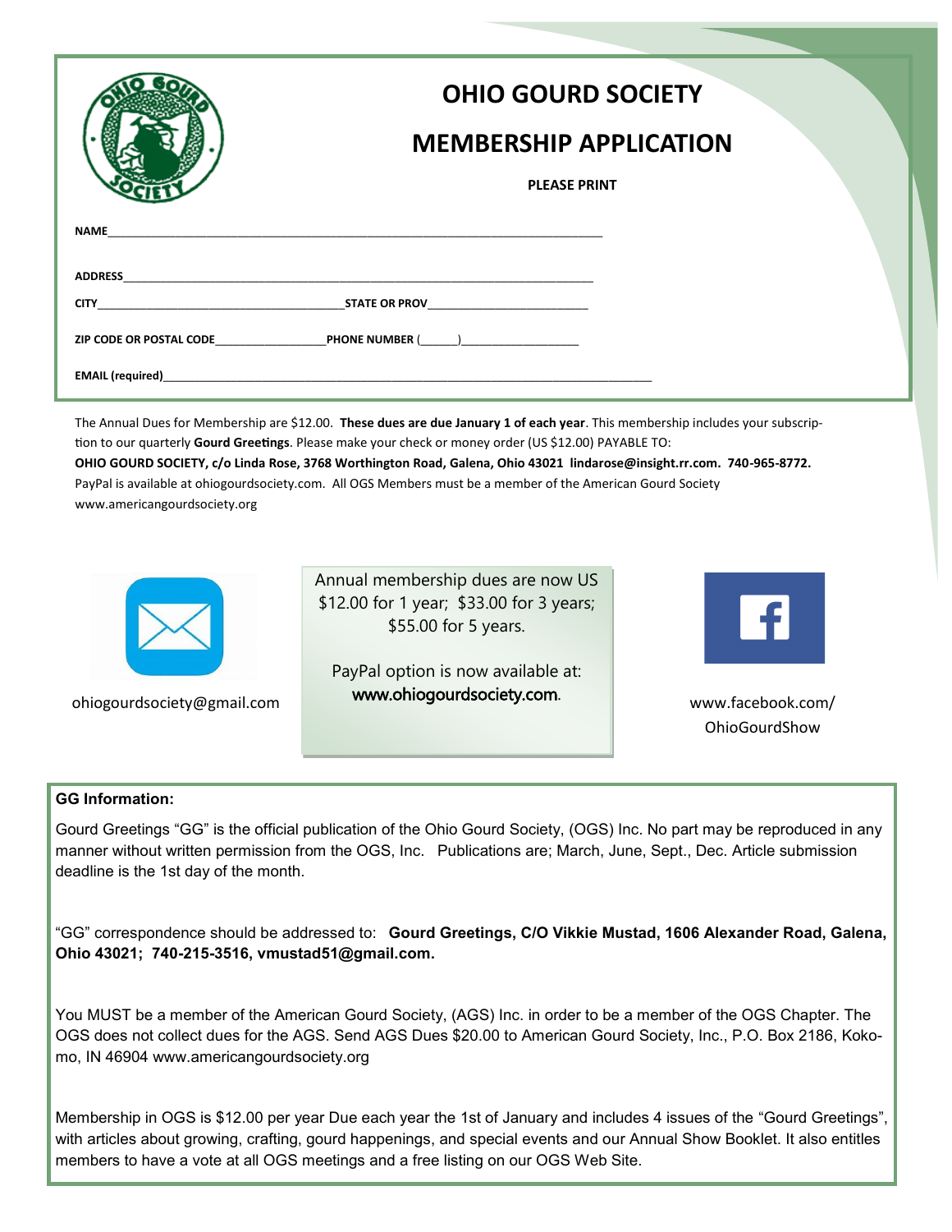# OHIO GOURD SOCIETY

# MEMBERSHIP APPLICATION

**PLEASE PRINT**

**NAME**\_\_\_\_\_\_\_\_\_\_\_\_\_\_\_\_\_\_\_\_\_\_\_\_\_\_\_\_\_\_\_\_\_\_\_\_\_\_\_\_\_\_\_\_\_\_\_\_\_\_\_\_\_\_\_\_\_\_\_\_\_\_\_\_\_\_\_\_\_\_\_\_

**ADDRESS**\_\_\_\_\_\_\_\_\_\_\_\_\_\_\_\_\_\_\_\_\_\_\_\_\_\_\_\_\_\_\_\_\_\_\_\_\_\_\_\_\_\_\_\_\_\_\_\_\_\_\_\_\_\_\_\_\_\_\_\_\_\_\_\_\_\_\_\_

**CITY**\_\_\_\_\_\_\_\_\_\_\_\_\_\_\_\_\_\_\_\_\_\_\_\_\_\_\_\_\_\_\_\_\_\_\_\_\_\_\_**STATE OR PROV**\_\_\_\_\_\_\_\_\_\_\_\_\_\_\_\_\_\_\_\_\_\_\_\_\_

**ZIP CODE OR POSTAL CODE**\_\_\_\_\_\_\_\_\_\_\_\_\_\_\_\_\_**PHONE NUMBER** (\_\_\_\_\_\_)\_\_\_\_\_\_\_\_\_\_\_\_\_\_\_\_\_\_\_

**EMAIL (required)**\_\_\_\_\_\_\_\_\_\_\_\_\_\_\_\_\_\_\_\_\_\_\_\_\_\_\_\_\_\_\_\_\_\_\_\_\_\_\_\_\_\_\_\_\_\_\_\_\_\_\_\_\_\_\_\_\_\_\_\_\_\_\_\_\_\_\_\_\_\_\_\_\_\_

The Annual Dues for Membership are $12.00. **These dues are due January 1 of each year**. This membership includes your subscription to our quarterly **Gourd Greetings**. Please make your check or money order (US $12.00) PAYABLE TO:
**OHIO GOURD SOCIETY, c/o Linda Rose, 3768 Worthington Road, Galena, Ohio 43021 lindarose@insight.rr.com. 740-965-8772.**
PayPal is available at ohiogourdsociety.com. All OGS Members must be a member of the American Gourd Society www.americangourdsociety.org

ohiogourdsociety@gmail.com

Annual membership dues are now US $12.00 for 1 year; $33.00 for 3 years; $55.00 for 5 years.

PayPal option is now available at: **www.ohiogourdsociety.com**.

www.facebook.com/OhioGourdShow

**GG Information:**

Gourd Greetings "GG" is the official publication of the Ohio Gourd Society, (OGS) Inc. No part may be reproduced in any manner without written permission from the OGS, Inc. Publications are; March, June, Sept., Dec. Article submission deadline is the 1st day of the month.

"GG" correspondence should be addressed to: **Gourd Greetings, C/O Vikkie Mustad, 1606 Alexander Road, Galena, Ohio 43021; 740-215-3516, vmustad51@gmail.com.**

You MUST be a member of the American Gourd Society, (AGS) Inc. in order to be a member of the OGS Chapter. The OGS does not collect dues for the AGS. Send AGS Dues $20.00 to American Gourd Society, Inc., P.O. Box 2186, Kokomo, IN 46904 www.americangourdsociety.org

Membership in OGS is $12.00 per year Due each year the 1st of January and includes 4 issues of the "Gourd Greetings", with articles about growing, crafting, gourd happenings, and special events and our Annual Show Booklet. It also entitles members to have a vote at all OGS meetings and a free listing on our OGS Web Site.